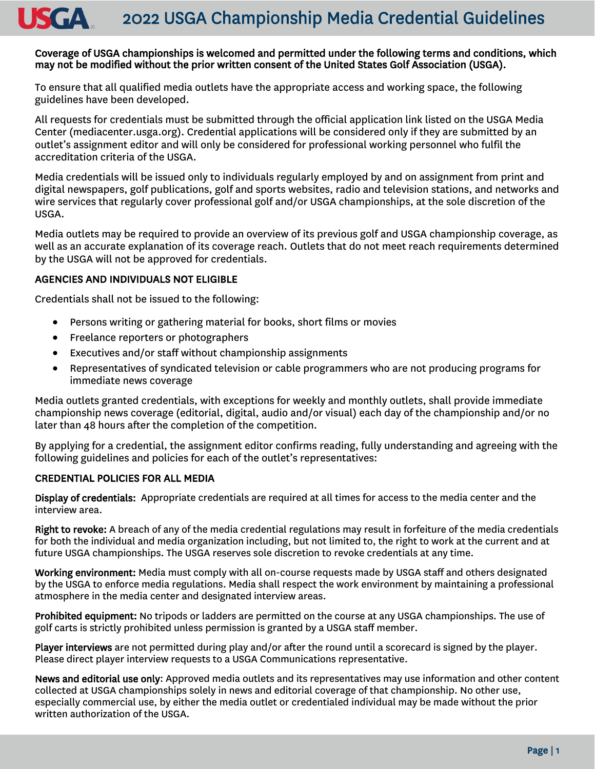# 2022 USGA Championship Media Credential Guidelines

**Coverage of USGA championships is welcomed and permitted under the following terms and conditions, which may not be modified without the prior written consent of the United States Golf Association (USGA).**

To ensure that all qualified media outlets have the appropriate access and working space, the following guidelines have been developed.

All requests for credentials must be submitted through the official application link listed on the USGA Media Center (mediacenter.usga.org). Credential applications will be considered only if they are submitted by an outlet's assignment editor and will only be considered for professional working personnel who fulfil the accreditation criteria of the USGA.

Media credentials will be issued only to individuals regularly employed by and on assignment from print and digital newspapers, golf publications, golf and sports websites, radio and television stations, and networks and wire services that regularly cover professional golf and/or USGA championships, at the sole discretion of the USGA.

Media outlets may be required to provide an overview of its previous golf and USGA championship coverage, as well as an accurate explanation of its coverage reach. Outlets that do not meet reach requirements determined by the USGA will not be approved for credentials.

## AGENCIES AND INDIVIDUALS NOT ELIGIBLE

Credentials shall not be issued to the following:

- Persons writing or gathering material for books, short films or movies
- Freelance reporters or photographers
- Executives and/or staff without championship assignments
- Representatives of syndicated television or cable programmers who are not producing programs for immediate news coverage

Media outlets granted credentials, with exceptions for weekly and monthly outlets, shall provide immediate championship news coverage (editorial, digital, audio and/or visual) each day of the championship and/or no later than 48 hours after the completion of the competition.

By applying for a credential, the assignment editor confirms reading, fully understanding and agreeing with the following guidelines and policies for each of the outlet's representatives:

## CREDENTIAL POLICIES FOR ALL MEDIA

**Display of credentials:** Appropriate credentials are required at all times for access to the media center and the interview area.

**Right to revoke:** A breach of any of the media credential regulations may result in forfeiture of the media credentials for both the individual and media organization including, but not limited to, the right to work at the current and at future USGA championships. The USGA reserves sole discretion to revoke credentials at any time.

**Working environment:** Media must comply with all on-course requests made by USGA staff and others designated by the USGA to enforce media regulations. Media shall respect the work environment by maintaining a professional atmosphere in the media center and designated interview areas.

**Prohibited equipment:** No tripods or ladders are permitted on the course at any USGA championships. The use of golf carts is strictly prohibited unless permission is granted by a USGA staff member.

**Player interviews** are not permitted during play and/or after the round until a scorecard is signed by the player. Please direct player interview requests to a USGA Communications representative.

**News and editorial use only**: Approved media outlets and its representatives may use information and other content collected at USGA championships solely in news and editorial coverage of that championship. No other use, especially commercial use, by either the media outlet or credentialed individual may be made without the prior written authorization of the USGA.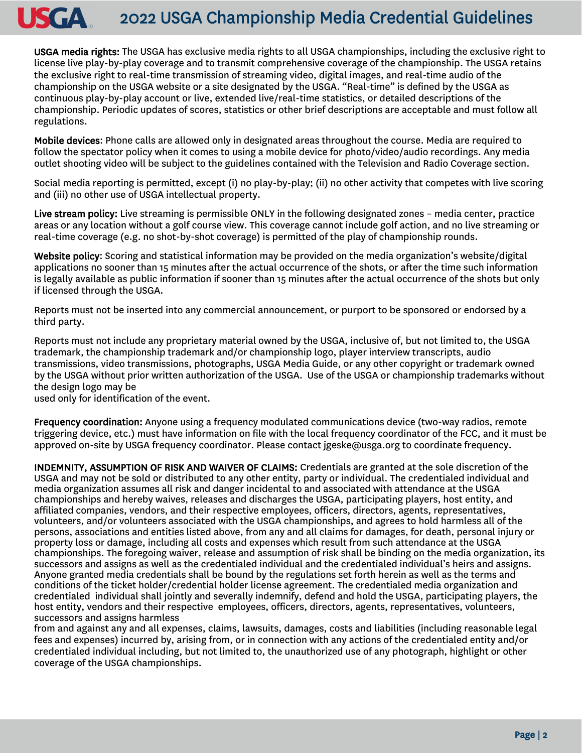**USGA media rights:** The USGA has exclusive media rights to all USGA championships, including the exclusive right to license live play-by-play coverage and to transmit comprehensive coverage of the championship. The USGA retains the exclusive right to real-time transmission of streaming video, digital images, and real-time audio of the championship on the USGA website or a site designated by the USGA. "Real-time" is defined by the USGA as continuous play-by-play account or live, extended live/real-time statistics, or detailed descriptions of the championship. Periodic updates of scores, statistics or other brief descriptions are acceptable and must follow all regulations.

**Mobile devices**: Phone calls are allowed only in designated areas throughout the course. Media are required to follow the spectator policy when it comes to using a mobile device for photo/video/audio recordings. Any media outlet shooting video will be subject to the guidelines contained with the Television and Radio Coverage section.

Social media reporting is permitted, except (i) no play-by-play; (ii) no other activity that competes with live scoring and (iii) no other use of USGA intellectual property.

**Live stream policy:** Live streaming is permissible ONLY in the following designated zones – media center, practice areas or any location without a golf course view. This coverage cannot include golf action, and no live streaming or real-time coverage (e.g. no shot-by-shot coverage) is permitted of the play of championship rounds.

**Website policy**: Scoring and statistical information may be provided on the media organization's website/digital applications no sooner than 15 minutes after the actual occurrence of the shots, or after the time such information is legally available as public information if sooner than 15 minutes after the actual occurrence of the shots but only if licensed through the USGA.

Reports must not be inserted into any commercial announcement, or purport to be sponsored or endorsed by a third party.

Reports must not include any proprietary material owned by the USGA, inclusive of, but not limited to, the USGA trademark, the championship trademark and/or championship logo, player interview transcripts, audio transmissions, video transmissions, photographs, USGA Media Guide, or any other copyright or trademark owned by the USGA without prior written authorization of the USGA. Use of the USGA or championship trademarks without the design logo may be used only for identification of the event.

**Frequency coordination:** Anyone using a frequency modulated communications device (two-way radios, remote triggering device, etc.) must have information on file with the local frequency coordinator of the FCC, and it must be approved on-site by USGA frequency coordinator. Please contact jgeske@usga.org to coordinate frequency.

**INDEMNITY, ASSUMPTION OF RISK AND WAIVER OF CLAIMS:** Credentials are granted at the sole discretion of the USGA and may not be sold or distributed to any other entity, party or individual. The credentialed individual and media organization assumes all risk and danger incidental to and associated with attendance at the USGA championships and hereby waives, releases and discharges the USGA, participating players, host entity, and affiliated companies, vendors, and their respective employees, officers, directors, agents, representatives, volunteers, and/or volunteers associated with the USGA championships, and agrees to hold harmless all of the persons, associations and entities listed above, from any and all claims for damages, for death, personal injury or property loss or damage, including all costs and expenses which result from such attendance at the USGA championships. The foregoing waiver, release and assumption of risk shall be binding on the media organization, its successors and assigns as well as the credentialed individual and the credentialed individual's heirs and assigns. Anyone granted media credentials shall be bound by the regulations set forth herein as well as the terms and conditions of the ticket holder/credential holder license agreement. The credentialed media organization and credentialed individual shall jointly and severally indemnify, defend and hold the USGA, participating players, the host entity, vendors and their respective employees, officers, directors, agents, representatives, volunteers, successors and assigns harmless from and against any and all expenses, claims, lawsuits, damages, costs and liabilities (including reasonable legal fees and expenses) incurred by, arising from, or in connection with any actions of the credentialed entity and/or credentialed individual including, but not limited to, the unauthorized use of any photograph, highlight or other coverage of the USGA championships.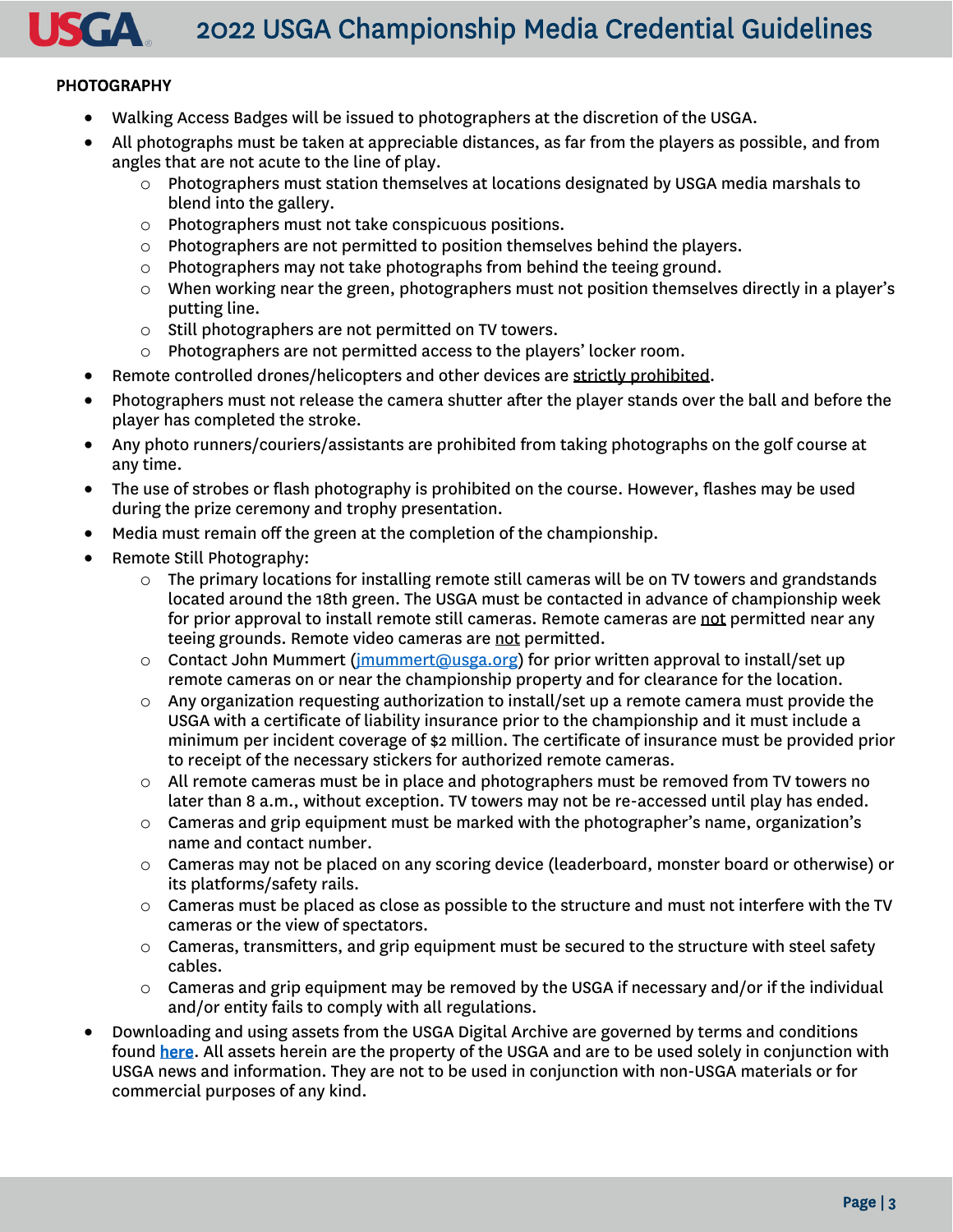## PHOTOGRAPHY

- Walking Access Badges will be issued to photographers at the discretion of the USGA.
- All photographs must be taken at appreciable distances, as far from the players as possible, and from angles that are not acute to the line of play.
  - Photographers must station themselves at locations designated by USGA media marshals to blend into the gallery.
  - Photographers must not take conspicuous positions.
  - Photographers are not permitted to position themselves behind the players.
  - Photographers may not take photographs from behind the teeing ground.
  - When working near the green, photographers must not position themselves directly in a player's putting line.
  - Still photographers are not permitted on TV towers.
  - Photographers are not permitted access to the players' locker room.
- Remote controlled drones/helicopters and other devices are strictly prohibited.
- Photographers must not release the camera shutter after the player stands over the ball and before the player has completed the stroke.
- Any photo runners/couriers/assistants are prohibited from taking photographs on the golf course at any time.
- The use of strobes or flash photography is prohibited on the course. However, flashes may be used during the prize ceremony and trophy presentation.
- Media must remain off the green at the completion of the championship.
- Remote Still Photography:
  - The primary locations for installing remote still cameras will be on TV towers and grandstands located around the 18th green. The USGA must be contacted in advance of championship week for prior approval to install remote still cameras. Remote cameras are not permitted near any teeing grounds. Remote video cameras are not permitted.
  - Contact John Mummert (jmummert@usga.org) for prior written approval to install/set up remote cameras on or near the championship property and for clearance for the location.
  - Any organization requesting authorization to install/set up a remote camera must provide the USGA with a certificate of liability insurance prior to the championship and it must include a minimum per incident coverage of $2 million. The certificate of insurance must be provided prior to receipt of the necessary stickers for authorized remote cameras.
  - All remote cameras must be in place and photographers must be removed from TV towers no later than 8 a.m., without exception. TV towers may not be re-accessed until play has ended.
  - Cameras and grip equipment must be marked with the photographer's name, organization's name and contact number.
  - Cameras may not be placed on any scoring device (leaderboard, monster board or otherwise) or its platforms/safety rails.
  - Cameras must be placed as close as possible to the structure and must not interfere with the TV cameras or the view of spectators.
  - Cameras, transmitters, and grip equipment must be secured to the structure with steel safety cables.
  - Cameras and grip equipment may be removed by the USGA if necessary and/or if the individual and/or entity fails to comply with all regulations.
- Downloading and using assets from the USGA Digital Archive are governed by terms and conditions found **here**. All assets herein are the property of the USGA and are to be used solely in conjunction with USGA news and information. They are not to be used in conjunction with non-USGA materials or for commercial purposes of any kind.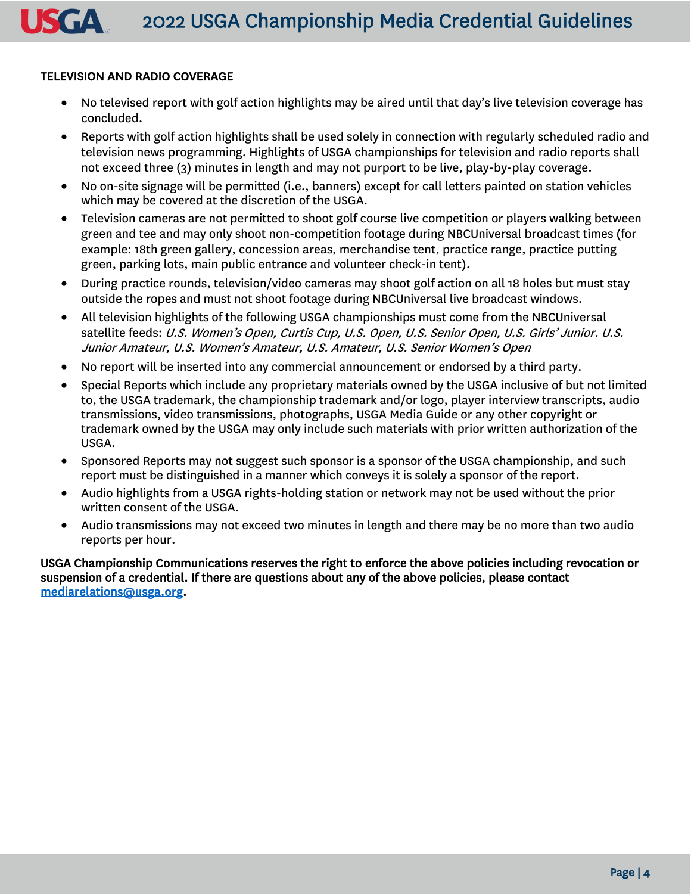## TELEVISION AND RADIO COVERAGE

- No televised report with golf action highlights may be aired until that day's live television coverage has concluded.
- Reports with golf action highlights shall be used solely in connection with regularly scheduled radio and television news programming. Highlights of USGA championships for television and radio reports shall not exceed three (3) minutes in length and may not purport to be live, play-by-play coverage.
- No on-site signage will be permitted (i.e., banners) except for call letters painted on station vehicles which may be covered at the discretion of the USGA.
- Television cameras are not permitted to shoot golf course live competition or players walking between green and tee and may only shoot non-competition footage during NBCUniversal broadcast times (for example: 18th green gallery, concession areas, merchandise tent, practice range, practice putting green, parking lots, main public entrance and volunteer check-in tent).
- During practice rounds, television/video cameras may shoot golf action on all 18 holes but must stay outside the ropes and must not shoot footage during NBCUniversal live broadcast windows.
- All television highlights of the following USGA championships must come from the NBCUniversal satellite feeds: *U.S. Women's Open, Curtis Cup, U.S. Open, U.S. Senior Open, U.S. Girls' Junior. U.S. Junior Amateur, U.S. Women's Amateur, U.S. Amateur, U.S. Senior Women's Open*
- No report will be inserted into any commercial announcement or endorsed by a third party.
- Special Reports which include any proprietary materials owned by the USGA inclusive of but not limited to, the USGA trademark, the championship trademark and/or logo, player interview transcripts, audio transmissions, video transmissions, photographs, USGA Media Guide or any other copyright or trademark owned by the USGA may only include such materials with prior written authorization of the USGA.
- Sponsored Reports may not suggest such sponsor is a sponsor of the USGA championship, and such report must be distinguished in a manner which conveys it is solely a sponsor of the report.
- Audio highlights from a USGA rights-holding station or network may not be used without the prior written consent of the USGA.
- Audio transmissions may not exceed two minutes in length and there may be no more than two audio reports per hour.

**USGA Championship Communications reserves the right to enforce the above policies including revocation or suspension of a credential. If there are questions about any of the above policies, please contact [mediarelations@usga.org](mailto:mediarelations@usga.org).**